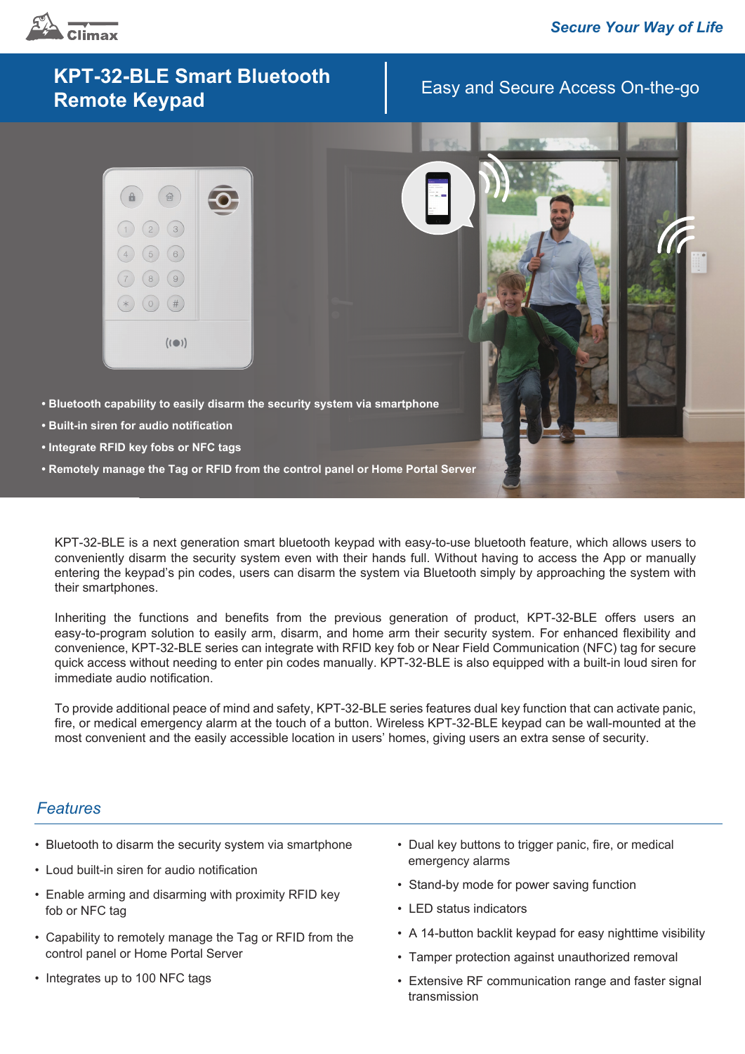Secure Your Way of Life

# KPT-32-BLE Smart Bluetooth Remote Keypad

Easy and Secure Access On-the-go

- **Bluetooth capability to easily disarm the security system via smartphone**
- **Built-in siren for audio notification**
- **Integrate RFID key fobs or NFC tags**
- **Remotely manage the Tag or RFID from the control panel or Home Portal Server**

KPT-32-BLE is a next generation smart bluetooth keypad with easy-to-use bluetooth feature, which allows users to conveniently disarm the security system even with their hands full. Without having to access the App or manually entering the keypad's pin codes, users can disarm the system via Bluetooth simply by approaching the system with their smartphones.

Inheriting the functions and benefits from the previous generation of product, KPT-32-BLE offers users an easy-to-program solution to easily arm, disarm, and home arm their security system. For enhanced flexibility and convenience, KPT-32-BLE series can integrate with RFID key fob or Near Field Communication (NFC) tag for secure quick access without needing to enter pin codes manually. KPT-32-BLE is also equipped with a built-in loud siren for immediate audio notification.

To provide additional peace of mind and safety, KPT-32-BLE series features dual key function that can activate panic, fire, or medical emergency alarm at the touch of a button. Wireless KPT-32-BLE keypad can be wall-mounted at the most convenient and the easily accessible location in users' homes, giving users an extra sense of security.

## *Features*

- Bluetooth to disarm the security system via smartphone
- Loud built-in siren for audio notification
- Enable arming and disarming with proximity RFID key fob or NFC tag
- Capability to remotely manage the Tag or RFID from the control panel or Home Portal Server
- Integrates up to 100 NFC tags
- Dual key buttons to trigger panic, fire, or medical emergency alarms
- Stand-by mode for power saving function
- LED status indicators
- A 14-button backlit keypad for easy nighttime visibility
- Tamper protection against unauthorized removal
- Extensive RF communication range and faster signal transmission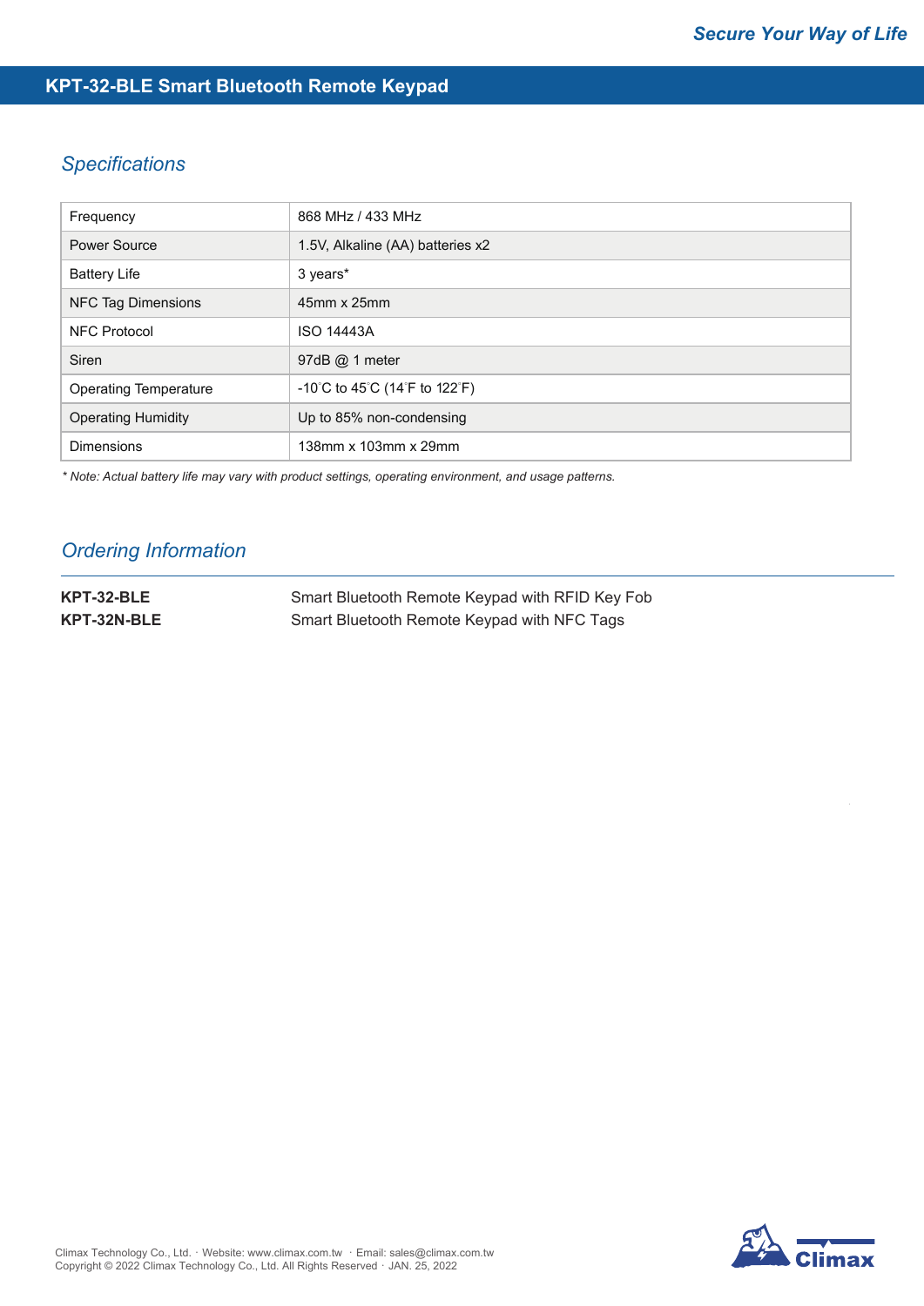## Specifications

| | |
|---|---|
| Frequency | 868 MHz / 433 MHz |
| Power Source | 1.5V, Alkaline (AA) batteries x2 |
| Battery Life | 3 years* |
| NFC Tag Dimensions | 45mm x 25mm |
| NFC Protocol | ISO 14443A |
| Siren | 97dB @ 1 meter |
| Operating Temperature | -10°C to 45°C (14°F to 122°F) |
| Operating Humidity | Up to 85% non-condensing |
| Dimensions | 138mm x 103mm x 29mm |

*\* Note: Actual battery life may vary with product settings, operating environment, and usage patterns.*

## Ordering Information

| | |
|---|---|
| **KPT-32-BLE** | Smart Bluetooth Remote Keypad with RFID Key Fob |
| **KPT-32N-BLE** | Smart Bluetooth Remote Keypad with NFC Tags |

Climax Technology Co., Ltd. · Website: www.climax.com.tw · Email: sales@climax.com.tw
Copyright © 2022 Climax Technology Co., Ltd. All Rights Reserved · JAN. 25, 2022